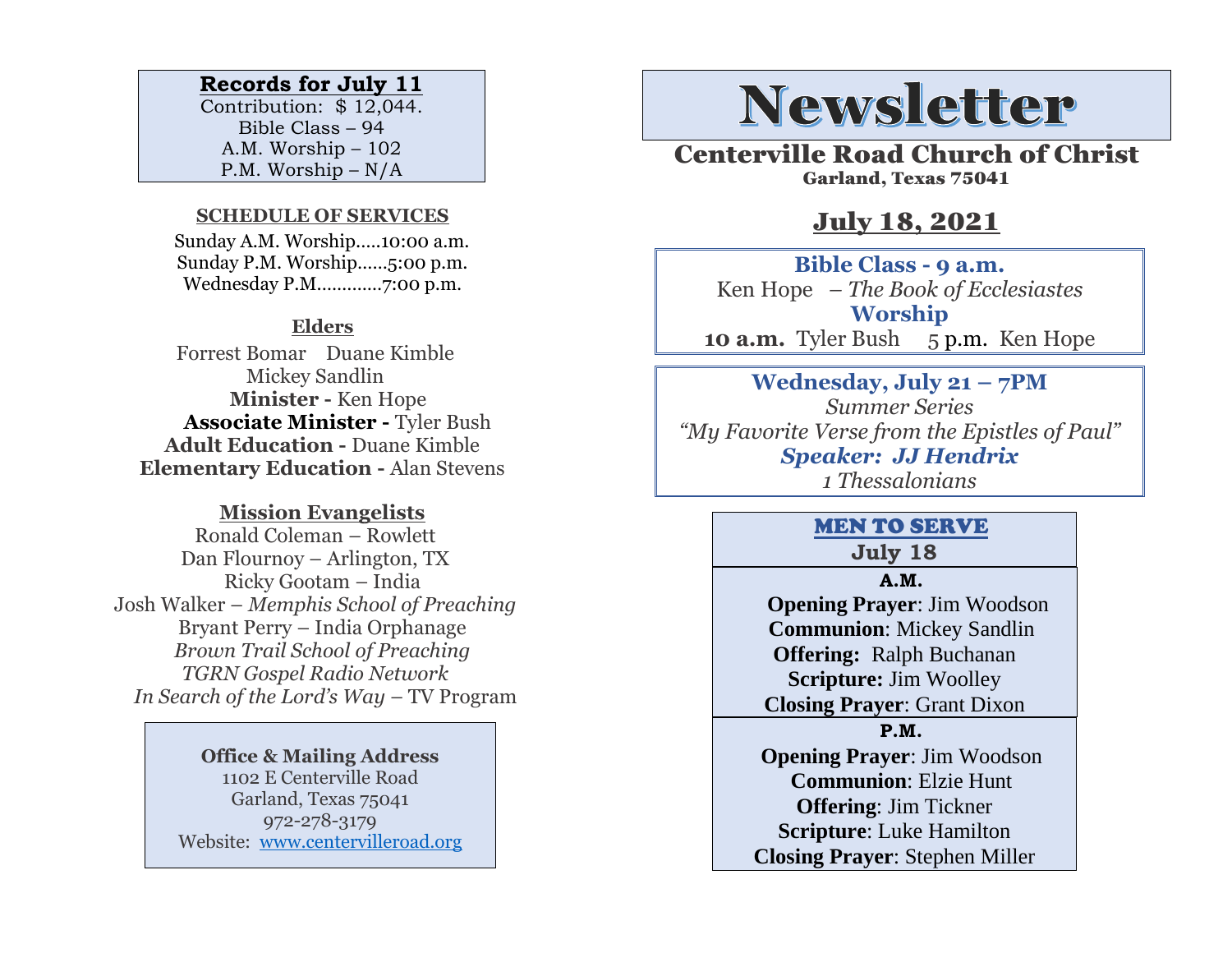**Records for July 11**

Contribution: $ 12,044.
Bible Class – 94
A.M. Worship – 102
P.M. Worship – N/A

**SCHEDULE OF SERVICES**

Sunday A.M. Worship.....10:00 a.m.
Sunday P.M. Worship......5:00 p.m.
Wednesday P.M............7:00 p.m.

**Elders**

Forrest Bomar Duane Kimble
Mickey Sandlin

**Minister -** Ken Hope
**Associate Minister -** Tyler Bush
**Adult Education -** Duane Kimble
**Elementary Education -** Alan Stevens

**Mission Evangelists**

Ronald Coleman – Rowlett
Dan Flournoy – Arlington, TX
Ricky Gootam – India
Josh Walker – *Memphis School of Preaching*
Bryant Perry – India Orphanage
*Brown Trail School of Preaching*
*TGRN Gospel Radio Network*
*In Search of the Lord's Way* – TV Program

**Office & Mailing Address**
1102 E Centerville Road
Garland, Texas 75041
972-278-3179
Website: www.centervilleroad.org

# Newsletter

## Centerville Road Church of Christ

Garland, Texas 75041

## July 18, 2021

**Bible Class - 9 a.m.**
Ken Hope – *The Book of Ecclesiastes*
**Worship**
**10 a.m.** Tyler Bush 5 p.m. Ken Hope

**Wednesday, July 21 – 7PM**
*Summer Series*
*"My Favorite Verse from the Epistles of Paul"*
***Speaker: JJ Hendrix***
*1 Thessalonians*

**MEN TO SERVE**
**July 18**

**A.M.**
**Opening Prayer**: Jim Woodson
**Communion**: Mickey Sandlin
**Offering:** Ralph Buchanan
**Scripture:** Jim Woolley
**Closing Prayer**: Grant Dixon

**P.M.**
**Opening Prayer**: Jim Woodson
**Communion**: Elzie Hunt
**Offering**: Jim Tickner
**Scripture**: Luke Hamilton
**Closing Prayer**: Stephen Miller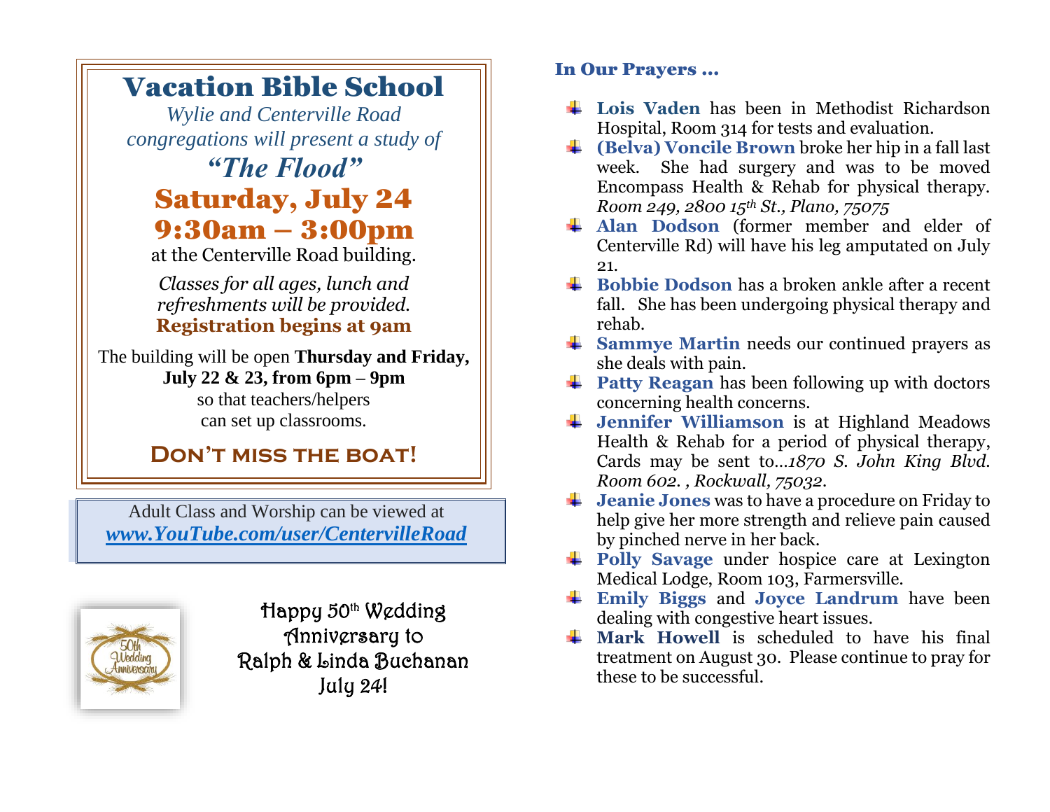# Vacation Bible School

*Wylie and Centerville Road congregations will present a study of*

## *"The Flood"*

## Saturday, July 24
## 9:30am – 3:00pm

at the Centerville Road building.

*Classes for all ages, lunch and refreshments will be provided.*

**Registration begins at 9am**

The building will be open **Thursday and Friday, July 22 & 23, from 6pm – 9pm** so that teachers/helpers can set up classrooms.

**DON'T MISS THE BOAT!**

Adult Class and Worship can be viewed at
***www.YouTube.com/user/CentervilleRoad***

Happy 50th Wedding Anniversary to Ralph & Linda Buchanan July 24!

### In Our Prayers …

- **Lois Vaden** has been in Methodist Richardson Hospital, Room 314 for tests and evaluation.
- **(Belva) Voncile Brown** broke her hip in a fall last week. She had surgery and was to be moved Encompass Health & Rehab for physical therapy. *Room 249, 2800 15th St., Plano, 75075*
- **Alan Dodson** (former member and elder of Centerville Rd) will have his leg amputated on July 21.
- **Bobbie Dodson** has a broken ankle after a recent fall. She has been undergoing physical therapy and rehab.
- **Sammye Martin** needs our continued prayers as she deals with pain.
- **Patty Reagan** has been following up with doctors concerning health concerns.
- **Jennifer Williamson** is at Highland Meadows Health & Rehab for a period of physical therapy, Cards may be sent to…*1870 S. John King Blvd. Room 602. , Rockwall, 75032*.
- **Jeanie Jones** was to have a procedure on Friday to help give her more strength and relieve pain caused by pinched nerve in her back.
- **Polly Savage** under hospice care at Lexington Medical Lodge, Room 103, Farmersville.
- **Emily Biggs** and **Joyce Landrum** have been dealing with congestive heart issues.
- **Mark Howell** is scheduled to have his final treatment on August 30. Please continue to pray for these to be successful.